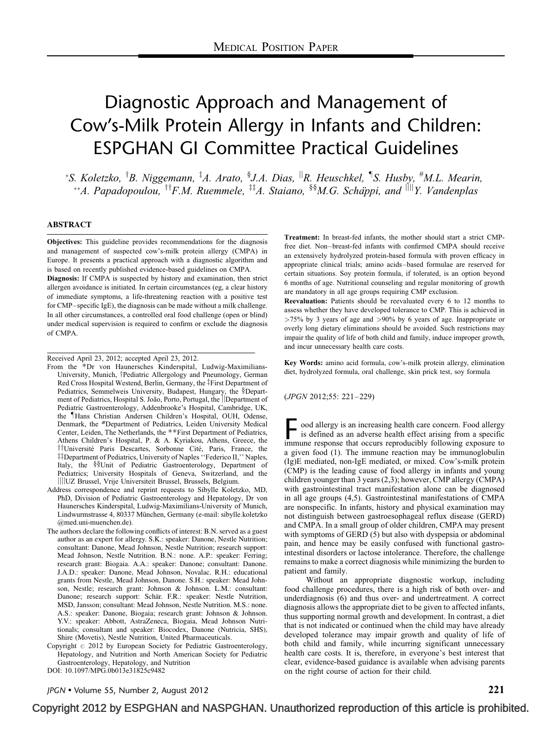MEDICAL POSITION PAPER

# Diagnostic Approach and Management of Cow's-Milk Protein Allergy in Infants and Children: ESPGHAN GI Committee Practical Guidelines

[*]S. Koletzko, [†]B. Niggemann, [‡]A. Arato, [§]J.A. Dias, [||]R. Heuschkel, [¶]S. Husby, [#]M.L. Mearin, [**]A. Papadopoulou, [††]F.M. Ruemmele, [‡‡]A. Staiano, [§§]M.G. Schäppi, and [||||]Y. Vandenplas

## ABSTRACT

**Objectives:** This guideline provides recommendations for the diagnosis and management of suspected cow's-milk protein allergy (CMPA) in Europe. It presents a practical approach with a diagnostic algorithm and is based on recently published evidence-based guidelines on CMPA.

**Diagnosis:** If CMPA is suspected by history and examination, then strict allergen avoidance is initiated. In certain circumstances (eg, a clear history of immediate symptoms, a life-threatening reaction with a positive test for CMP–specific IgE), the diagnosis can be made without a milk challenge. In all other circumstances, a controlled oral food challenge (open or blind) under medical supervision is required to confirm or exclude the diagnosis of CMPA.

**Treatment:** In breast-fed infants, the mother should start a strict CMP-free diet. Non–breast-fed infants with confirmed CMPA should receive an extensively hydrolyzed protein-based formula with proven efficacy in appropriate clinical trials; amino acids–based formulae are reserved for certain situations. Soy protein formula, if tolerated, is an option beyond 6 months of age. Nutritional counseling and regular monitoring of growth are mandatory in all age groups requiring CMP exclusion.

**Reevaluation:** Patients should be reevaluated every 6 to 12 months to assess whether they have developed tolerance to CMP. This is achieved in >75% by 3 years of age and >90% by 6 years of age. Inappropriate or overly long dietary eliminations should be avoided. Such restrictions may impair the quality of life of both child and family, induce improper growth, and incur unnecessary health care costs.

**Key Words:** amino acid formula, cow's-milk protein allergy, elimination diet, hydrolyzed formula, oral challenge, skin prick test, soy formula

(*JPGN* 2012;55: 221–229)

Received April 23, 2012; accepted April 23, 2012.

From the *Dr von Haunersches Kinderspital, Ludwig-Maximilians-University, Munich, †Pediatric Allergology and Pneumology, German Red Cross Hospital Westend, Berlin, Germany, the ‡First Department of Pediatrics, Semmelweis University, Budapest, Hungary, the §Department of Pediatrics, Hospital S. João, Porto, Portugal, the ||Department of Pediatric Gastroenterology, Addenbrooke's Hospital, Cambridge, UK, the ¶Hans Christian Andersen Children's Hospital, OUH, Odense, Denmark, the #Department of Pediatrics, Leiden University Medical Center, Leiden, The Netherlands, the **First Department of Pediatrics, Athens Children's Hospital, P. & A. Kyriakou, Athens, Greece, the ††Université Paris Descartes, Sorbonne Cité, Paris, France, the ‡‡Department of Pediatrics, University of Naples "Federico II," Naples, Italy, the §§Unit of Pediatric Gastroenterology, Department of Pediatrics; University Hospitals of Geneva, Geneva, Switzerland, and the ||||UZ Brussel, Vrije Universiteit Brussel, Brussels, Belgium.

Address correspondence and reprint requests to Sibylle Koletzko, MD, PhD, Division of Pediatric Gastroenterology and Hepatology, Dr von Haunersches Kinderspital, Ludwig-Maximilians-University of Munich, Lindwurmstrasse 4, 80337 München, Germany (e-mail: sibylle.koletzko@med.uni-muenchen.de).

The authors declare the following conflicts of interest: B.N. served as a guest author as an expert for allergy. S.K.: speaker: Danone, Nestle Nutrition; consultant: Danone, Mead Johnson, Nestle Nutrition; research support: Mead Johnson, Nestle Nutrition. B.N.: none. A.P.: speaker: Ferring; research grant: Biogaia. A.A.: speaker: Danone; consultant: Danone. J.A.D.: speaker: Danone, Mead Johnson, Novalac. R.H.: educational grants from Nestle, Mead Johnson, Danone. S.H.: speaker: Mead Johnson, Nestle; research grant: Johnson & Johnson. L.M.: consultant: Danone; research support: Schär. F.R.: speaker: Nestle Nutrition, MSD, Jansson; consultant: Mead Johnson, Nestle Nutrition. M.S.: none. A.S.: speaker: Danone, Biogaia; research grant: Johnson & Johnson. Y.V.: speaker: Abbott, AstraZeneca, Biogaia, Mead Johnson Nutritionals; consultant and speaker: Biocodex, Danone (Nutricia, SHS), Shire (Movetis), Nestle Nutrition, United Pharmaceuticals.

Copyright © 2012 by European Society for Pediatric Gastroenterology, Hepatology, and Nutrition and North American Society for Pediatric Gastroenterology, Hepatology, and Nutrition

DOI: 10.1097/MPG.0b013e31825c9482

Food allergy is an increasing health care concern. Food allergy is defined as an adverse health effect arising from a specific immune response that occurs reproducibly following exposure to a given food (1). The immune reaction may be immunoglobulin (Ig)E mediated, non-IgE mediated, or mixed. Cow's-milk protein (CMP) is the leading cause of food allergy in infants and young children younger than 3 years (2,3); however, CMP allergy (CMPA) with gastrointestinal tract manifestation alone can be diagnosed in all age groups (4,5). Gastrointestinal manifestations of CMPA are nonspecific. In infants, history and physical examination may not distinguish between gastroesophageal reflux disease (GERD) and CMPA. In a small group of older children, CMPA may present with symptoms of GERD (5) but also with dyspepsia or abdominal pain, and hence may be easily confused with functional gastrointestinal disorders or lactose intolerance. Therefore, the challenge remains to make a correct diagnosis while minimizing the burden to patient and family.

Without an appropriate diagnostic workup, including food challenge procedures, there is a high risk of both over- and underdiagnosis (6) and thus over- and undertreatment. A correct diagnosis allows the appropriate diet to be given to affected infants, thus supporting normal growth and development. In contrast, a diet that is not indicated or continued when the child may have already developed tolerance may impair growth and quality of life of both child and family, while incurring significant unnecessary health care costs. It is, therefore, in everyone's best interest that clear, evidence-based guidance is available when advising parents on the right course of action for their child.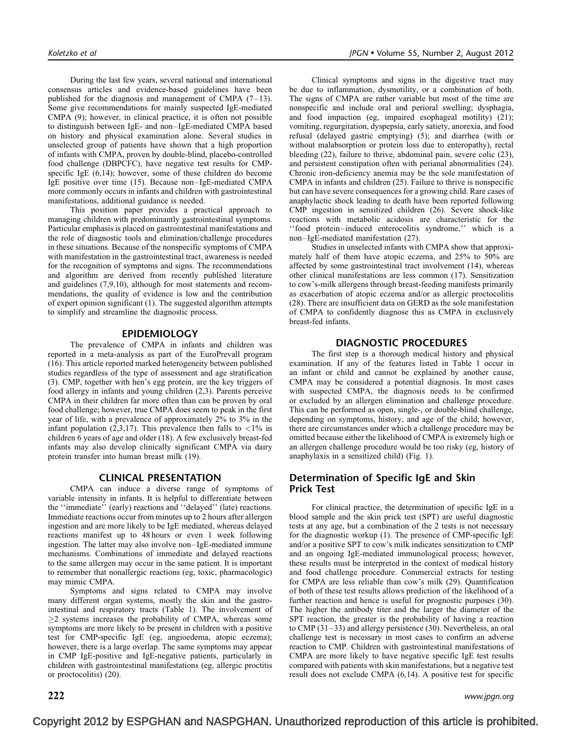During the last few years, several national and international consensus articles and evidence-based guidelines have been published for the diagnosis and management of CMPA (7–13). Some give recommendations for mainly suspected IgE-mediated CMPA (9); however, in clinical practice, it is often not possible to distinguish between IgE- and non–IgE-mediated CMPA based on history and physical examination alone. Several studies in unselected group of patients have shown that a high proportion of infants with CMPA, proven by double-blind, placebo-controlled food challenge (DBPCFC), have negative test results for CMP-specific IgE (6,14); however, some of these children do become IgE positive over time (15). Because non–IgE-mediated CMPA more commonly occurs in infants and children with gastrointestinal manifestations, additional guidance is needed.

This position paper provides a practical approach to managing children with predominantly gastrointestinal symptoms. Particular emphasis is placed on gastrointestinal manifestations and the role of diagnostic tools and elimination/challenge procedures in these situations. Because of the nonspecific symptoms of CMPA with manifestation in the gastrointestinal tract, awareness is needed for the recognition of symptoms and signs. The recommendations and algorithm are derived from recently published literature and guidelines (7,9,10), although for most statements and recommendations, the quality of evidence is low and the contribution of expert opinion significant (1). The suggested algorithm attempts to simplify and streamline the diagnostic process.

## EPIDEMIOLOGY

The prevalence of CMPA in infants and children was reported in a meta-analysis as part of the EuroPrevall program (16). This article reported marked heterogeneity between published studies regardless of the type of assessment and age stratification (3). CMP, together with hen's egg protein, are the key triggers of food allergy in infants and young children (2,3). Parents perceive CMPA in their children far more often than can be proven by oral food challenge; however, true CMPA does seem to peak in the first year of life, with a prevalence of approximately 2% to 3% in the infant population (2,3,17). This prevalence then falls to <1% in children 6 years of age and older (18). A few exclusively breast-fed infants may also develop clinically significant CMPA via dairy protein transfer into human breast milk (19).

## CLINICAL PRESENTATION

CMPA can induce a diverse range of symptoms of variable intensity in infants. It is helpful to differentiate between the ''immediate'' (early) reactions and ''delayed'' (late) reactions. Immediate reactions occur from minutes up to 2 hours after allergen ingestion and are more likely to be IgE mediated, whereas delayed reactions manifest up to 48 hours or even 1 week following ingestion. The latter may also involve non–IgE-mediated immune mechanisms. Combinations of immediate and delayed reactions to the same allergen may occur in the same patient. It is important to remember that nonallergic reactions (eg, toxic, pharmacologic) may mimic CMPA.

Symptoms and signs related to CMPA may involve many different organ systems, mostly the skin and the gastrointestinal and respiratory tracts (Table 1). The involvement of ≥2 systems increases the probability of CMPA, whereas some symptoms are more likely to be present in children with a positive test for CMP-specific IgE (eg, angioedema, atopic eczema); however, there is a large overlap. The same symptoms may appear in CMP IgE-positive and IgE-negative patients, particularly in children with gastrointestinal manifestations (eg, allergic proctitis or proctocolitis) (20).

Clinical symptoms and signs in the digestive tract may be due to inflammation, dysmotility, or a combination of both. The signs of CMPA are rather variable but most of the time are nonspecific and include oral and perioral swelling; dysphagia, and food impaction (eg, impaired esophageal motility) (21); vomiting, regurgitation, dyspepsia, early satiety, anorexia, and food refusal (delayed gastric emptying) (5); and diarrhea (with or without malabsorption or protein loss due to enteropathy), rectal bleeding (22), failure to thrive, abdominal pain, severe colic (23), and persistent constipation often with perianal abnormalities (24). Chronic iron-deficiency anemia may be the sole manifestation of CMPA in infants and children (25). Failure to thrive is nonspecific but can have severe consequences for a growing child. Rare cases of anaphylactic shock leading to death have been reported following CMP ingestion in sensitized children (26). Severe shock-like reactions with metabolic acidosis are characteristic for the ''food protein–induced enterocolitis syndrome,'' which is a non–IgE-mediated manifestation (27).

Studies in unselected infants with CMPA show that approximately half of them have atopic eczema, and 25% to 50% are affected by some gastrointestinal tract involvement (14), whereas other clinical manifestations are less common (17). Sensitization to cow's-milk allergens through breast-feeding manifests primarily as exacerbation of atopic eczema and/or as allergic proctocolitis (28). There are insufficient data on GERD as the sole manifestation of CMPA to confidently diagnose this as CMPA in exclusively breast-fed infants.

## DIAGNOSTIC PROCEDURES

The first step is a thorough medical history and physical examination. If any of the features listed in Table 1 occur in an infant or child and cannot be explained by another cause, CMPA may be considered a potential diagnosis. In most cases with suspected CMPA, the diagnosis needs to be confirmed or excluded by an allergen elimination and challenge procedure. This can be performed as open, single-, or double-blind challenge, depending on symptoms, history, and age of the child; however, there are circumstances under which a challenge procedure may be omitted because either the likelihood of CMPA is extremely high or an allergen challenge procedure would be too risky (eg, history of anaphylaxis in a sensitized child) (Fig. 1).

### Determination of Specific IgE and Skin Prick Test

For clinical practice, the determination of specific IgE in a blood sample and the skin prick test (SPT) are useful diagnostic tests at any age, but a combination of the 2 tests is not necessary for the diagnostic workup (1). The presence of CMP-specific IgE and/or a positive SPT to cow's milk indicates sensitization to CMP and an ongoing IgE-mediated immunological process; however, these results must be interpreted in the context of medical history and food challenge procedure. Commercial extracts for testing for CMPA are less reliable than cow's milk (29). Quantification of both of these test results allows prediction of the likelihood of a further reaction and hence is useful for prognostic purposes (30). The higher the antibody titer and the larger the diameter of the SPT reaction, the greater is the probability of having a reaction to CMP (31–33) and allergy persistence (30). Nevertheless, an oral challenge test is necessary in most cases to confirm an adverse reaction to CMP. Children with gastrointestinal manifestations of CMPA are more likely to have negative specific IgE test results compared with patients with skin manifestations, but a negative test result does not exclude CMPA (6,14). A positive test for specific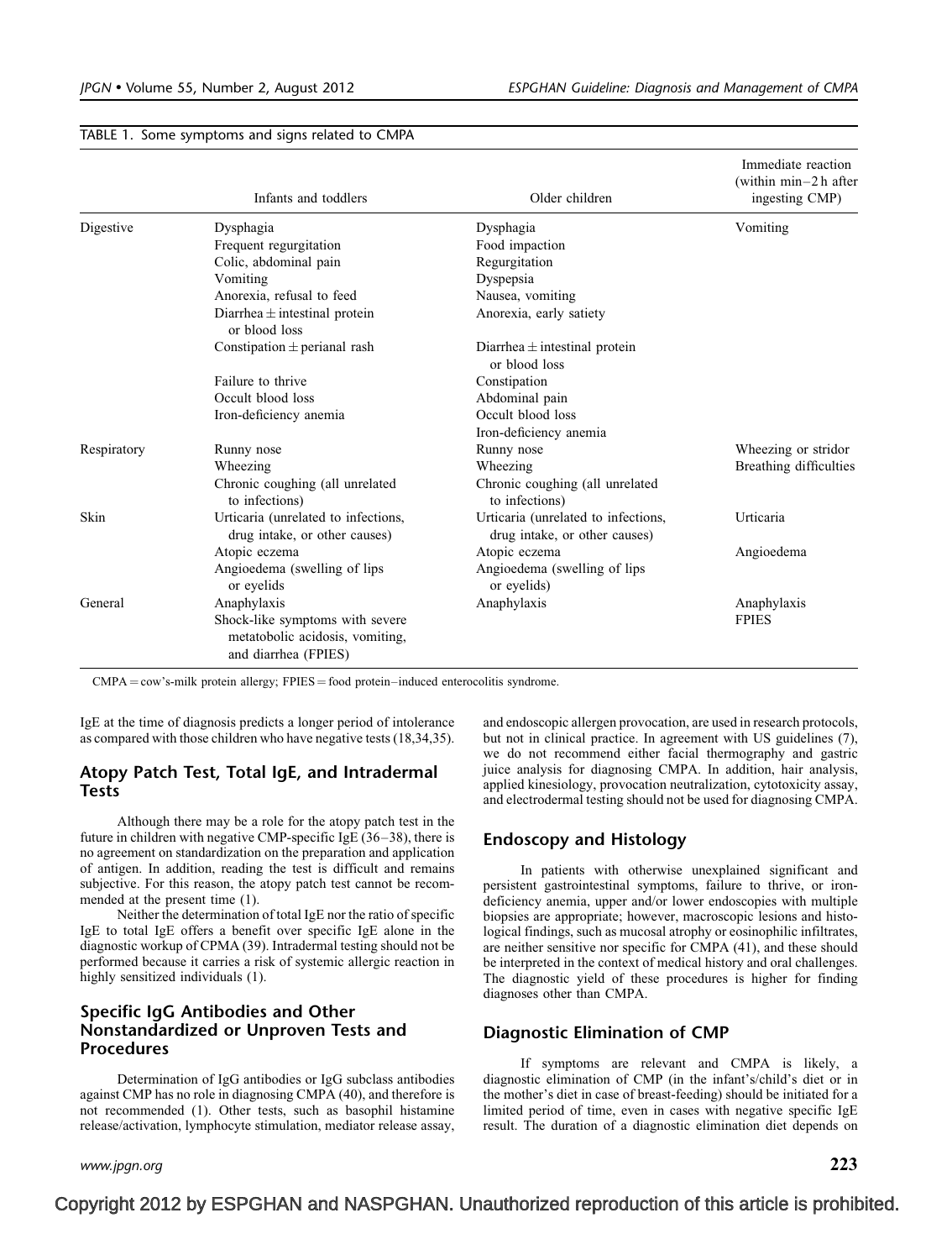TABLE 1. Some symptoms and signs related to CMPA

| | Infants and toddlers | Older children | Immediate reaction (within min–2 h after ingesting CMP) |
|---|---|---|---|
| Digestive | Dysphagia | Dysphagia | Vomiting |
| | Frequent regurgitation | Food impaction | |
| | Colic, abdominal pain | Regurgitation | |
| | Vomiting | Dyspepsia | |
| | Anorexia, refusal to feed | Nausea, vomiting | |
| | Diarrhea ± intestinal protein or blood loss | Anorexia, early satiety | |
| | Constipation ± perianal rash | Diarrhea ± intestinal protein or blood loss | |
| | Failure to thrive | Constipation | |
| | Occult blood loss | Abdominal pain | |
| | Iron-deficiency anemia | Occult blood loss | |
| | | Iron-deficiency anemia | |
| Respiratory | Runny nose | Runny nose | Wheezing or stridor |
| | Wheezing | Wheezing | Breathing difficulties |
| | Chronic coughing (all unrelated to infections) | Chronic coughing (all unrelated to infections) | |
| Skin | Urticaria (unrelated to infections, drug intake, or other causes) | Urticaria (unrelated to infections, drug intake, or other causes) | Urticaria |
| | Atopic eczema | Atopic eczema | Angioedema |
| | Angioedema (swelling of lips or eyelids | Angioedema (swelling of lips or eyelids) | |
| General | Anaphylaxis | Anaphylaxis | Anaphylaxis |
| | Shock-like symptoms with severe metatobolic acidosis, vomiting, and diarrhea (FPIES) | | FPIES |

CMPA = cow's-milk protein allergy; FPIES = food protein–induced enterocolitis syndrome.

IgE at the time of diagnosis predicts a longer period of intolerance as compared with those children who have negative tests (18,34,35).

## Atopy Patch Test, Total IgE, and Intradermal Tests

Although there may be a role for the atopy patch test in the future in children with negative CMP-specific IgE (36–38), there is no agreement on standardization on the preparation and application of antigen. In addition, reading the test is difficult and remains subjective. For this reason, the atopy patch test cannot be recommended at the present time (1).

Neither the determination of total IgE nor the ratio of specific IgE to total IgE offers a benefit over specific IgE alone in the diagnostic workup of CPMA (39). Intradermal testing should not be performed because it carries a risk of systemic allergic reaction in highly sensitized individuals (1).

## Specific IgG Antibodies and Other Nonstandardized or Unproven Tests and Procedures

Determination of IgG antibodies or IgG subclass antibodies against CMP has no role in diagnosing CMPA (40), and therefore is not recommended (1). Other tests, such as basophil histamine release/activation, lymphocyte stimulation, mediator release assay, and endoscopic allergen provocation, are used in research protocols, but not in clinical practice. In agreement with US guidelines (7), we do not recommend either facial thermography and gastric juice analysis for diagnosing CMPA. In addition, hair analysis, applied kinesiology, provocation neutralization, cytotoxicity assay, and electrodermal testing should not be used for diagnosing CMPA.

## Endoscopy and Histology

In patients with otherwise unexplained significant and persistent gastrointestinal symptoms, failure to thrive, or iron-deficiency anemia, upper and/or lower endoscopies with multiple biopsies are appropriate; however, macroscopic lesions and histological findings, such as mucosal atrophy or eosinophilic infiltrates, are neither sensitive nor specific for CMPA (41), and these should be interpreted in the context of medical history and oral challenges. The diagnostic yield of these procedures is higher for finding diagnoses other than CMPA.

## Diagnostic Elimination of CMP

If symptoms are relevant and CMPA is likely, a diagnostic elimination of CMP (in the infant's/child's diet or in the mother's diet in case of breast-feeding) should be initiated for a limited period of time, even in cases with negative specific IgE result. The duration of a diagnostic elimination diet depends on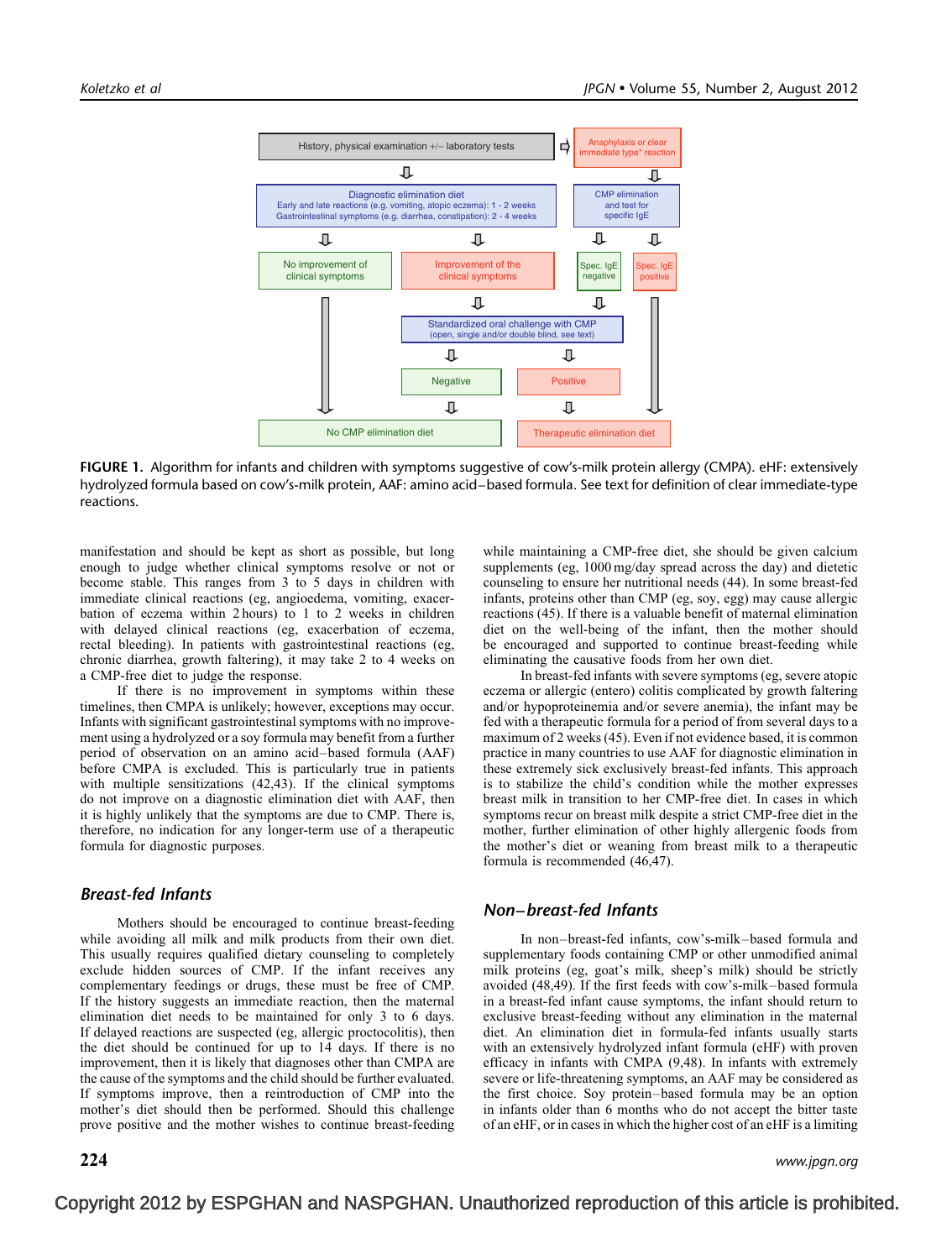History, physical examination +/– laboratory tests → Anaphylaxis or clear immediate type* reaction

Diagnostic elimination diet
Early and late reactions (e.g. vomiting, atopic eczema): 1 - 2 weeks
Gastrointestinal symptoms (e.g. diarrhea, constipation): 2 - 4 weeks

CMP elimination and test for specific IgE

No improvement of clinical symptoms | Improvement of the clinical symptoms | Spec. IgE negative | Spec. IgE positive

Standardized oral challenge with CMP (open, single and/or double blind, see text)

Negative | Positive

No CMP elimination diet | Therapeutic elimination diet

**FIGURE 1.** Algorithm for infants and children with symptoms suggestive of cow's-milk protein allergy (CMPA). eHF: extensively hydrolyzed formula based on cow's-milk protein, AAF: amino acid–based formula. See text for definition of clear immediate-type reactions.

manifestation and should be kept as short as possible, but long enough to judge whether clinical symptoms resolve or not or become stable. This ranges from 3 to 5 days in children with immediate clinical reactions (eg, angioedema, vomiting, exacerbation of eczema within 2 hours) to 1 to 2 weeks in children with delayed clinical reactions (eg, exacerbation of eczema, rectal bleeding). In patients with gastrointestinal reactions (eg, chronic diarrhea, growth faltering), it may take 2 to 4 weeks on a CMP-free diet to judge the response.

If there is no improvement in symptoms within these timelines, then CMPA is unlikely; however, exceptions may occur. Infants with significant gastrointestinal symptoms with no improvement using a hydrolyzed or a soy formula may benefit from a further period of observation on an amino acid–based formula (AAF) before CMPA is excluded. This is particularly true in patients with multiple sensitizations (42,43). If the clinical symptoms do not improve on a diagnostic elimination diet with AAF, then it is highly unlikely that the symptoms are due to CMP. There is, therefore, no indication for any longer-term use of a therapeutic formula for diagnostic purposes.

### Breast-fed Infants

Mothers should be encouraged to continue breast-feeding while avoiding all milk and milk products from their own diet. This usually requires qualified dietary counseling to completely exclude hidden sources of CMP. If the infant receives any complementary feedings or drugs, these must be free of CMP. If the history suggests an immediate reaction, then the maternal elimination diet needs to be maintained for only 3 to 6 days. If delayed reactions are suspected (eg, allergic proctocolitis), then the diet should be continued for up to 14 days. If there is no improvement, then it is likely that diagnoses other than CMPA are the cause of the symptoms and the child should be further evaluated. If symptoms improve, then a reintroduction of CMP into the mother's diet should then be performed. Should this challenge prove positive and the mother wishes to continue breast-feeding while maintaining a CMP-free diet, she should be given calcium supplements (eg, 1000 mg/day spread across the day) and dietetic counseling to ensure her nutritional needs (44). In some breast-fed infants, proteins other than CMP (eg, soy, egg) may cause allergic reactions (45). If there is a valuable benefit of maternal elimination diet on the well-being of the infant, then the mother should be encouraged and supported to continue breast-feeding while eliminating the causative foods from her own diet.

In breast-fed infants with severe symptoms (eg, severe atopic eczema or allergic (entero) colitis complicated by growth faltering and/or hypoproteinemia and/or severe anemia), the infant may be fed with a therapeutic formula for a period of from several days to a maximum of 2 weeks (45). Even if not evidence based, it is common practice in many countries to use AAF for diagnostic elimination in these extremely sick exclusively breast-fed infants. This approach is to stabilize the child's condition while the mother expresses breast milk in transition to her CMP-free diet. In cases in which symptoms recur on breast milk despite a strict CMP-free diet in the mother, further elimination of other highly allergenic foods from the mother's diet or weaning from breast milk to a therapeutic formula is recommended (46,47).

### Non–breast-fed Infants

In non–breast-fed infants, cow's-milk–based formula and supplementary foods containing CMP or other unmodified animal milk proteins (eg, goat's milk, sheep's milk) should be strictly avoided (48,49). If the first feeds with cow's-milk–based formula in a breast-fed infant cause symptoms, the infant should return to exclusive breast-feeding without any elimination in the maternal diet. An elimination diet in formula-fed infants usually starts with an extensively hydrolyzed infant formula (eHF) with proven efficacy in infants with CMPA (9,48). In infants with extremely severe or life-threatening symptoms, an AAF may be considered as the first choice. Soy protein–based formula may be an option in infants older than 6 months who do not accept the bitter taste of an eHF, or in cases in which the higher cost of an eHF is a limiting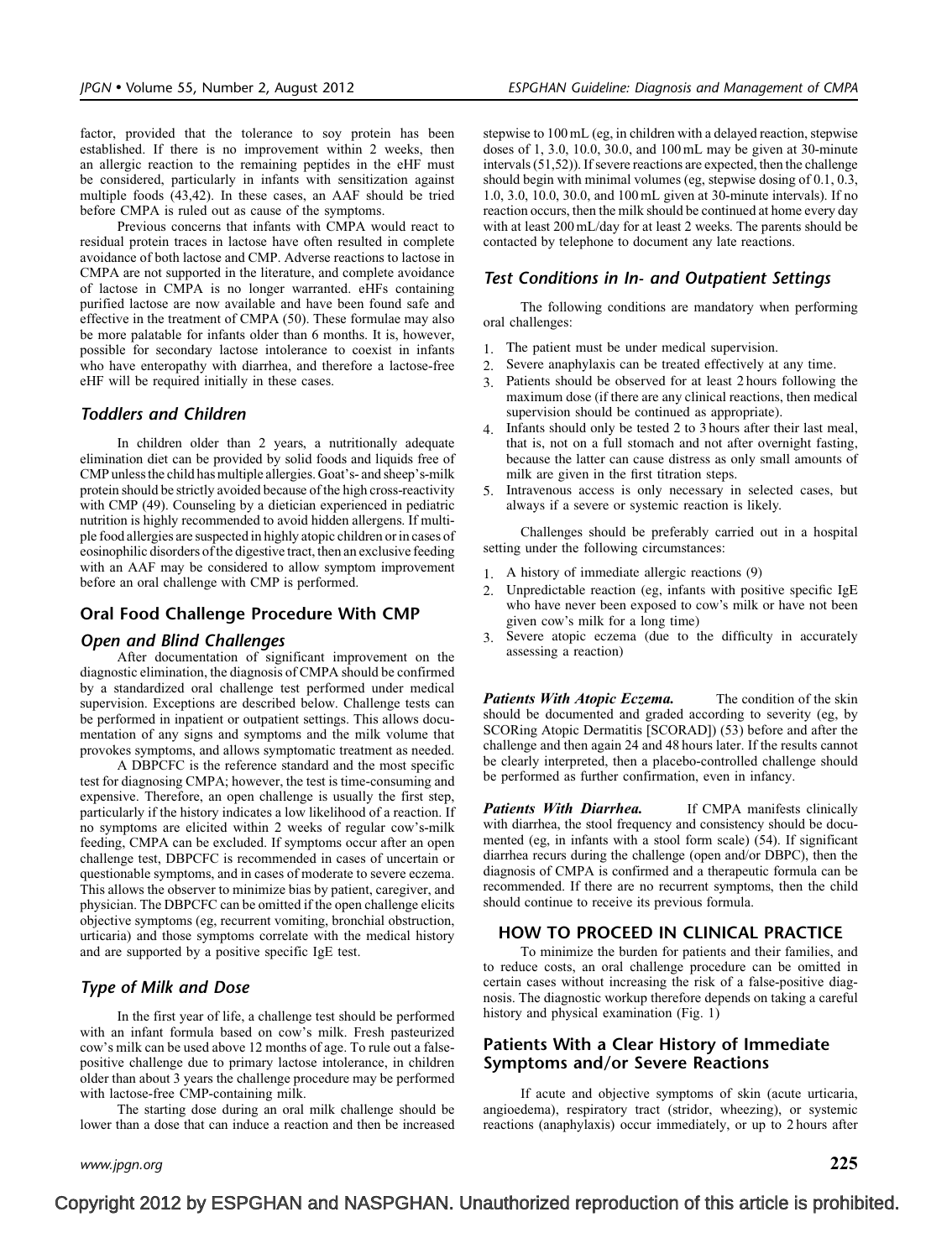factor, provided that the tolerance to soy protein has been established. If there is no improvement within 2 weeks, then an allergic reaction to the remaining peptides in the eHF must be considered, particularly in infants with sensitization against multiple foods (43,42). In these cases, an AAF should be tried before CMPA is ruled out as cause of the symptoms.

Previous concerns that infants with CMPA would react to residual protein traces in lactose have often resulted in complete avoidance of both lactose and CMP. Adverse reactions to lactose in CMPA are not supported in the literature, and complete avoidance of lactose in CMPA is no longer warranted. eHFs containing purified lactose are now available and have been found safe and effective in the treatment of CMPA (50). These formulae may also be more palatable for infants older than 6 months. It is, however, possible for secondary lactose intolerance to coexist in infants who have enteropathy with diarrhea, and therefore a lactose-free eHF will be required initially in these cases.

### *Toddlers and Children*

In children older than 2 years, a nutritionally adequate elimination diet can be provided by solid foods and liquids free of CMP unless the child has multiple allergies. Goat's- and sheep's-milk protein should be strictly avoided because of the high cross-reactivity with CMP (49). Counseling by a dietician experienced in pediatric nutrition is highly recommended to avoid hidden allergens. If multiple food allergies are suspected in highly atopic children or in cases of eosinophilic disorders of the digestive tract, then an exclusive feeding with an AAF may be considered to allow symptom improvement before an oral challenge with CMP is performed.

## Oral Food Challenge Procedure With CMP

### *Open and Blind Challenges*

After documentation of significant improvement on the diagnostic elimination, the diagnosis of CMPA should be confirmed by a standardized oral challenge test performed under medical supervision. Exceptions are described below. Challenge tests can be performed in inpatient or outpatient settings. This allows documentation of any signs and symptoms and the milk volume that provokes symptoms, and allows symptomatic treatment as needed.

A DBPCFC is the reference standard and the most specific test for diagnosing CMPA; however, the test is time-consuming and expensive. Therefore, an open challenge is usually the first step, particularly if the history indicates a low likelihood of a reaction. If no symptoms are elicited within 2 weeks of regular cow's-milk feeding, CMPA can be excluded. If symptoms occur after an open challenge test, DBPCFC is recommended in cases of uncertain or questionable symptoms, and in cases of moderate to severe eczema. This allows the observer to minimize bias by patient, caregiver, and physician. The DBPCFC can be omitted if the open challenge elicits objective symptoms (eg, recurrent vomiting, bronchial obstruction, urticaria) and those symptoms correlate with the medical history and are supported by a positive specific IgE test.

### *Type of Milk and Dose*

In the first year of life, a challenge test should be performed with an infant formula based on cow's milk. Fresh pasteurized cow's milk can be used above 12 months of age. To rule out a false-positive challenge due to primary lactose intolerance, in children older than about 3 years the challenge procedure may be performed with lactose-free CMP-containing milk.

The starting dose during an oral milk challenge should be lower than a dose that can induce a reaction and then be increased stepwise to 100 mL (eg, in children with a delayed reaction, stepwise doses of 1, 3.0, 10.0, 30.0, and 100 mL may be given at 30-minute intervals (51,52)). If severe reactions are expected, then the challenge should begin with minimal volumes (eg, stepwise dosing of 0.1, 0.3, 1.0, 3.0, 10.0, 30.0, and 100 mL given at 30-minute intervals). If no reaction occurs, then the milk should be continued at home every day with at least 200 mL/day for at least 2 weeks. The parents should be contacted by telephone to document any late reactions.

### *Test Conditions in In- and Outpatient Settings*

The following conditions are mandatory when performing oral challenges:

1. The patient must be under medical supervision.
2. Severe anaphylaxis can be treated effectively at any time.
3. Patients should be observed for at least 2 hours following the maximum dose (if there are any clinical reactions, then medical supervision should be continued as appropriate).
4. Infants should only be tested 2 to 3 hours after their last meal, that is, not on a full stomach and not after overnight fasting, because the latter can cause distress as only small amounts of milk are given in the first titration steps.
5. Intravenous access is only necessary in selected cases, but always if a severe or systemic reaction is likely.

Challenges should be preferably carried out in a hospital setting under the following circumstances:

1. A history of immediate allergic reactions (9)
2. Unpredictable reaction (eg, infants with positive specific IgE who have never been exposed to cow's milk or have not been given cow's milk for a long time)
3. Severe atopic eczema (due to the difficulty in accurately assessing a reaction)

***Patients With Atopic Eczema.*** The condition of the skin should be documented and graded according to severity (eg, by SCORing Atopic Dermatitis [SCORAD]) (53) before and after the challenge and then again 24 and 48 hours later. If the results cannot be clearly interpreted, then a placebo-controlled challenge should be performed as further confirmation, even in infancy.

***Patients With Diarrhea.*** If CMPA manifests clinically with diarrhea, the stool frequency and consistency should be documented (eg, in infants with a stool form scale) (54). If significant diarrhea recurs during the challenge (open and/or DBPC), then the diagnosis of CMPA is confirmed and a therapeutic formula can be recommended. If there are no recurrent symptoms, then the child should continue to receive its previous formula.

## HOW TO PROCEED IN CLINICAL PRACTICE

To minimize the burden for patients and their families, and to reduce costs, an oral challenge procedure can be omitted in certain cases without increasing the risk of a false-positive diagnosis. The diagnostic workup therefore depends on taking a careful history and physical examination (Fig. 1)

## Patients With a Clear History of Immediate Symptoms and/or Severe Reactions

If acute and objective symptoms of skin (acute urticaria, angioedema), respiratory tract (stridor, wheezing), or systemic reactions (anaphylaxis) occur immediately, or up to 2 hours after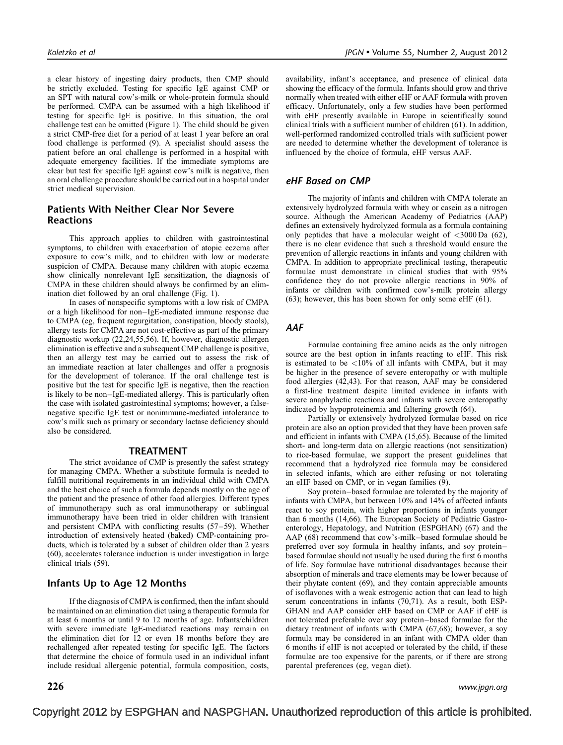a clear history of ingesting dairy products, then CMP should be strictly excluded. Testing for specific IgE against CMP or an SPT with natural cow's-milk or whole-protein formula should be performed. CMPA can be assumed with a high likelihood if testing for specific IgE is positive. In this situation, the oral challenge test can be omitted (Figure 1). The child should be given a strict CMP-free diet for a period of at least 1 year before an oral food challenge is performed (9). A specialist should assess the patient before an oral challenge is performed in a hospital with adequate emergency facilities. If the immediate symptoms are clear but test for specific IgE against cow's milk is negative, then an oral challenge procedure should be carried out in a hospital under strict medical supervision.

## Patients With Neither Clear Nor Severe Reactions

This approach applies to children with gastrointestinal symptoms, to children with exacerbation of atopic eczema after exposure to cow's milk, and to children with low or moderate suspicion of CMPA. Because many children with atopic eczema show clinically nonrelevant IgE sensitization, the diagnosis of CMPA in these children should always be confirmed by an elimination diet followed by an oral challenge (Fig. 1).

In cases of nonspecific symptoms with a low risk of CMPA or a high likelihood for non–IgE-mediated immune response due to CMPA (eg, frequent regurgitation, constipation, bloody stools), allergy tests for CMPA are not cost-effective as part of the primary diagnostic workup (22,24,55,56). If, however, diagnostic allergen elimination is effective and a subsequent CMP challenge is positive, then an allergy test may be carried out to assess the risk of an immediate reaction at later challenges and offer a prognosis for the development of tolerance. If the oral challenge test is positive but the test for specific IgE is negative, then the reaction is likely to be non–IgE-mediated allergy. This is particularly often the case with isolated gastrointestinal symptoms; however, a false-negative specific IgE test or nonimmune-mediated intolerance to cow's milk such as primary or secondary lactase deficiency should also be considered.

# TREATMENT

The strict avoidance of CMP is presently the safest strategy for managing CMPA. Whether a substitute formula is needed to fulfill nutritional requirements in an individual child with CMPA and the best choice of such a formula depends mostly on the age of the patient and the presence of other food allergies. Different types of immunotherapy such as oral immunotherapy or sublingual immunotherapy have been tried in older children with transient and persistent CMPA with conflicting results (57–59). Whether introduction of extensively heated (baked) CMP-containing products, which is tolerated by a subset of children older than 2 years (60), accelerates tolerance induction is under investigation in large clinical trials (59).

## Infants Up to Age 12 Months

If the diagnosis of CMPA is confirmed, then the infant should be maintained on an elimination diet using a therapeutic formula for at least 6 months or until 9 to 12 months of age. Infants/children with severe immediate IgE-mediated reactions may remain on the elimination diet for 12 or even 18 months before they are rechallenged after repeated testing for specific IgE. The factors that determine the choice of formula used in an individual infant include residual allergenic potential, formula composition, costs, availability, infant's acceptance, and presence of clinical data showing the efficacy of the formula. Infants should grow and thrive normally when treated with either eHF or AAF formula with proven efficacy. Unfortunately, only a few studies have been performed with eHF presently available in Europe in scientifically sound clinical trials with a sufficient number of children (61). In addition, well-performed randomized controlled trials with sufficient power are needed to determine whether the development of tolerance is influenced by the choice of formula, eHF versus AAF.

### *eHF Based on CMP*

The majority of infants and children with CMPA tolerate an extensively hydrolyzed formula with whey or casein as a nitrogen source. Although the American Academy of Pediatrics (AAP) defines an extensively hydrolyzed formula as a formula containing only peptides that have a molecular weight of <3000 Da (62), there is no clear evidence that such a threshold would ensure the prevention of allergic reactions in infants and young children with CMPA. In addition to appropriate preclinical testing, therapeutic formulae must demonstrate in clinical studies that with 95% confidence they do not provoke allergic reactions in 90% of infants or children with confirmed cow's-milk protein allergy (63); however, this has been shown for only some eHF (61).

### *AAF*

Formulae containing free amino acids as the only nitrogen source are the best option in infants reacting to eHF. This risk is estimated to be <10% of all infants with CMPA, but it may be higher in the presence of severe enteropathy or with multiple food allergies (42,43). For that reason, AAF may be considered a first-line treatment despite limited evidence in infants with severe anaphylactic reactions and infants with severe enteropathy indicated by hypoproteinemia and faltering growth (64).

Partially or extensively hydrolyzed formulae based on rice protein are also an option provided that they have been proven safe and efficient in infants with CMPA (15,65). Because of the limited short- and long-term data on allergic reactions (not sensitization) to rice-based formulae, we support the present guidelines that recommend that a hydrolyzed rice formula may be considered in selected infants, which are either refusing or not tolerating an eHF based on CMP, or in vegan families (9).

Soy protein–based formulae are tolerated by the majority of infants with CMPA, but between 10% and 14% of affected infants react to soy protein, with higher proportions in infants younger than 6 months (14,66). The European Society of Pediatric Gastroenterology, Hepatology, and Nutrition (ESPGHAN) (67) and the AAP (68) recommend that cow's-milk–based formulae should be preferred over soy formula in healthy infants, and soy protein–based formulae should not usually be used during the first 6 months of life. Soy formulae have nutritional disadvantages because their absorption of minerals and trace elements may be lower because of their phytate content (69), and they contain appreciable amounts of isoflavones with a weak estrogenic action that can lead to high serum concentrations in infants (70,71). As a result, both ESPGHAN and AAP consider eHF based on CMP or AAF if eHF is not tolerated preferable over soy protein–based formulae for the dietary treatment of infants with CMPA (67,68); however, a soy formula may be considered in an infant with CMPA older than 6 months if eHF is not accepted or tolerated by the child, if these formulae are too expensive for the parents, or if there are strong parental preferences (eg, vegan diet).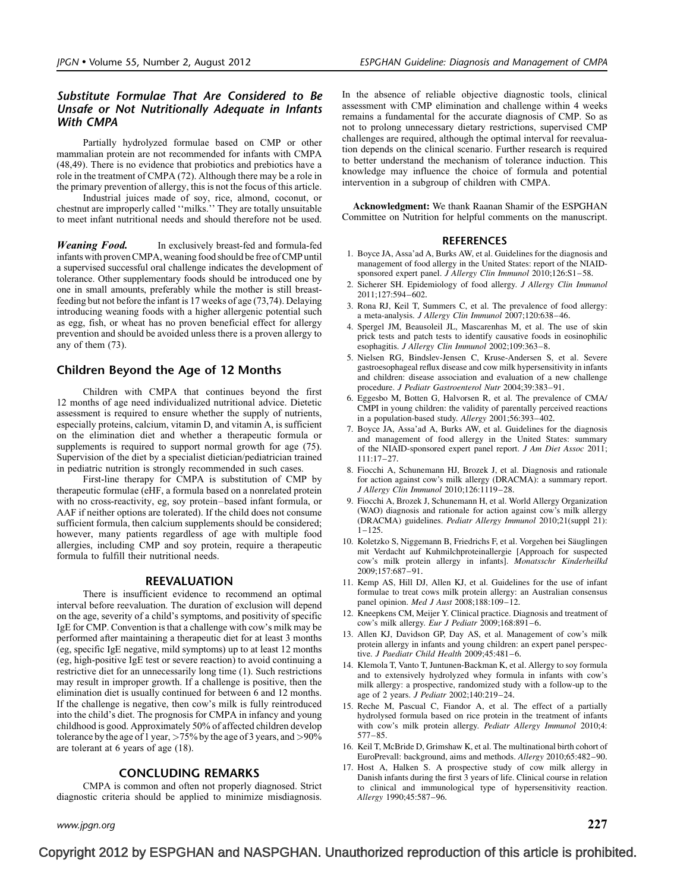### *Substitute Formulae That Are Considered to Be Unsafe or Not Nutritionally Adequate in Infants With CMPA*

Partially hydrolyzed formulae based on CMP or other mammalian protein are not recommended for infants with CMPA (48,49). There is no evidence that probiotics and prebiotics have a role in the treatment of CMPA (72). Although there may be a role in the primary prevention of allergy, this is not the focus of this article.

Industrial juices made of soy, rice, almond, coconut, or chestnut are improperly called ''milks.'' They are totally unsuitable to meet infant nutritional needs and should therefore not be used.

***Weaning Food.*** In exclusively breast-fed and formula-fed infants with proven CMPA, weaning food should be free of CMP until a supervised successful oral challenge indicates the development of tolerance. Other supplementary foods should be introduced one by one in small amounts, preferably while the mother is still breast-feeding but not before the infant is 17 weeks of age (73,74). Delaying introducing weaning foods with a higher allergenic potential such as egg, fish, or wheat has no proven beneficial effect for allergy prevention and should be avoided unless there is a proven allergy to any of them (73).

## Children Beyond the Age of 12 Months

Children with CMPA that continues beyond the first 12 months of age need individualized nutritional advice. Dietetic assessment is required to ensure whether the supply of nutrients, especially proteins, calcium, vitamin D, and vitamin A, is sufficient on the elimination diet and whether a therapeutic formula or supplements is required to support normal growth for age (75). Supervision of the diet by a specialist dietician/pediatrician trained in pediatric nutrition is strongly recommended in such cases.

First-line therapy for CMPA is substitution of CMP by therapeutic formulae (eHF, a formula based on a nonrelated protein with no cross-reactivity, eg, soy protein–based infant formula, or AAF if neither options are tolerated). If the child does not consume sufficient formula, then calcium supplements should be considered; however, many patients regardless of age with multiple food allergies, including CMP and soy protein, require a therapeutic formula to fulfill their nutritional needs.

## REEVALUATION

There is insufficient evidence to recommend an optimal interval before reevaluation. The duration of exclusion will depend on the age, severity of a child's symptoms, and positivity of specific IgE for CMP. Convention is that a challenge with cow's milk may be performed after maintaining a therapeutic diet for at least 3 months (eg, specific IgE negative, mild symptoms) up to at least 12 months (eg, high-positive IgE test or severe reaction) to avoid continuing a restrictive diet for an unnecessarily long time (1). Such restrictions may result in improper growth. If a challenge is positive, then the elimination diet is usually continued for between 6 and 12 months. If the challenge is negative, then cow's milk is fully reintroduced into the child's diet. The prognosis for CMPA in infancy and young childhood is good. Approximately 50% of affected children develop tolerance by the age of 1 year, >75% by the age of 3 years, and >90% are tolerant at 6 years of age (18).

## CONCLUDING REMARKS

CMPA is common and often not properly diagnosed. Strict diagnostic criteria should be applied to minimize misdiagnosis. In the absence of reliable objective diagnostic tools, clinical assessment with CMP elimination and challenge within 4 weeks remains a fundamental for the accurate diagnosis of CMP. So as not to prolong unnecessary dietary restrictions, supervised CMP challenges are required, although the optimal interval for reevaluation depends on the clinical scenario. Further research is required to better understand the mechanism of tolerance induction. This knowledge may influence the choice of formula and potential intervention in a subgroup of children with CMPA.

**Acknowledgment:** We thank Raanan Shamir of the ESPGHAN Committee on Nutrition for helpful comments on the manuscript.

## REFERENCES

1. Boyce JA, Assa'ad A, Burks AW, et al. Guidelines for the diagnosis and management of food allergy in the United States: report of the NIAID-sponsored expert panel. *J Allergy Clin Immunol* 2010;126:S1–58.
2. Sicherer SH. Epidemiology of food allergy. *J Allergy Clin Immunol* 2011;127:594–602.
3. Rona RJ, Keil T, Summers C, et al. The prevalence of food allergy: a meta-analysis. *J Allergy Clin Immunol* 2007;120:638–46.
4. Spergel JM, Beausoleil JL, Mascarenhas M, et al. The use of skin prick tests and patch tests to identify causative foods in eosinophilic esophagitis. *J Allergy Clin Immunol* 2002;109:363–8.
5. Nielsen RG, Bindslev-Jensen C, Kruse-Andersen S, et al. Severe gastroesophageal reflux disease and cow milk hypersensitivity in infants and children: disease association and evaluation of a new challenge procedure. *J Pediatr Gastroenterol Nutr* 2004;39:383–91.
6. Eggesbo M, Botten G, Halvorsen R, et al. The prevalence of CMA/CMPI in young children: the validity of parentally perceived reactions in a population-based study. *Allergy* 2001;56:393–402.
7. Boyce JA, Assa'ad A, Burks AW, et al. Guidelines for the diagnosis and management of food allergy in the United States: summary of the NIAID-sponsored expert panel report. *J Am Diet Assoc* 2011; 111:17–27.
8. Fiocchi A, Schunemann HJ, Brozek J, et al. Diagnosis and rationale for action against cow's milk allergy (DRACMA): a summary report. *J Allergy Clin Immunol* 2010;126:1119–28.
9. Fiocchi A, Brozek J, Schunemann H, et al. World Allergy Organization (WAO) diagnosis and rationale for action against cow's milk allergy (DRACMA) guidelines. *Pediatr Allergy Immunol* 2010;21(suppl 21): 1–125.
10. Koletzko S, Niggemann B, Friedrichs F, et al. Vorgehen bei Säuglingen mit Verdacht auf Kuhmilchproteinallergie [Approach for suspected cow's milk protein allergy in infants]. *Monatsschr Kinderheilkd* 2009;157:687–91.
11. Kemp AS, Hill DJ, Allen KJ, et al. Guidelines for the use of infant formulae to treat cows milk protein allergy: an Australian consensus panel opinion. *Med J Aust* 2008;188:109–12.
12. Kneepkens CM, Meijer Y. Clinical practice. Diagnosis and treatment of cow's milk allergy. *Eur J Pediatr* 2009;168:891–6.
13. Allen KJ, Davidson GP, Day AS, et al. Management of cow's milk protein allergy in infants and young children: an expert panel perspective. *J Paediatr Child Health* 2009;45:481–6.
14. Klemola T, Vanto T, Juntunen-Backman K, et al. Allergy to soy formula and to extensively hydrolyzed whey formula in infants with cow's milk allergy: a prospective, randomized study with a follow-up to the age of 2 years. *J Pediatr* 2002;140:219–24.
15. Reche M, Pascual C, Fiandor A, et al. The effect of a partially hydrolysed formula based on rice protein in the treatment of infants with cow's milk protein allergy. *Pediatr Allergy Immunol* 2010;4: 577–85.
16. Keil T, McBride D, Grimshaw K, et al. The multinational birth cohort of EuroPrevall: background, aims and methods. *Allergy* 2010;65:482–90.
17. Host A, Halken S. A prospective study of cow milk allergy in Danish infants during the first 3 years of life. Clinical course in relation to clinical and immunological type of hypersensitivity reaction. *Allergy* 1990;45:587–96.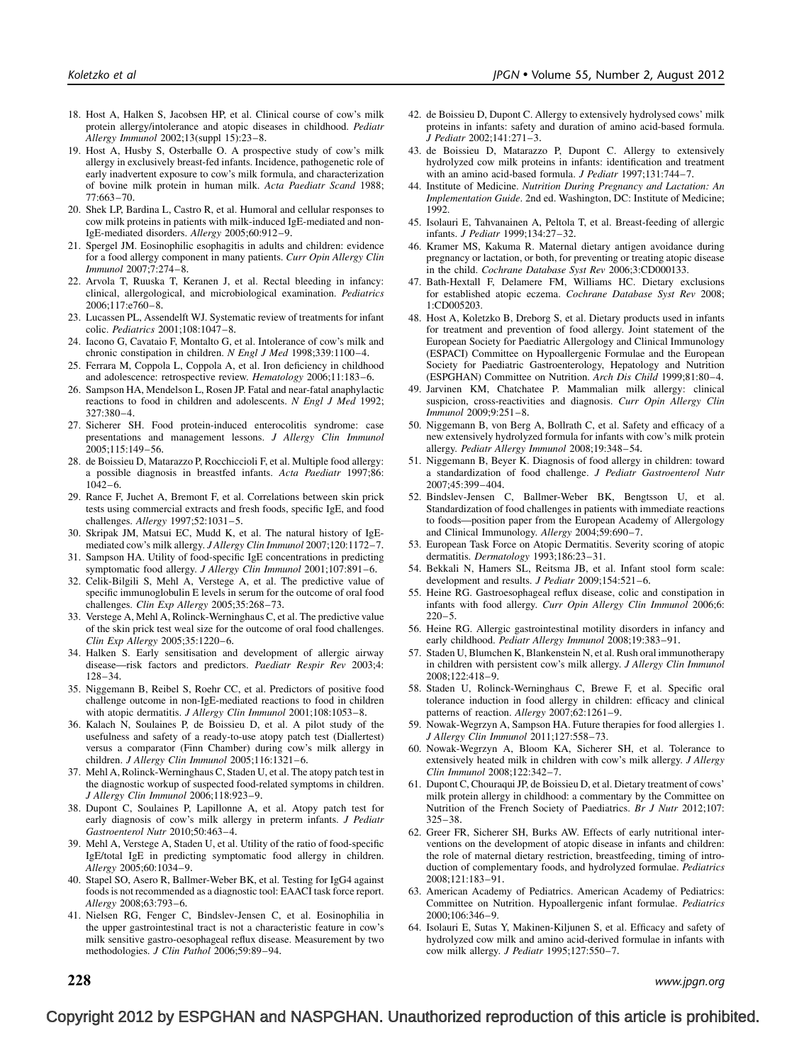18. Host A, Halken S, Jacobsen HP, et al. Clinical course of cow's milk protein allergy/intolerance and atopic diseases in childhood. *Pediatr Allergy Immunol* 2002;13(suppl 15):23–8.
19. Host A, Husby S, Osterballe O. A prospective study of cow's milk allergy in exclusively breast-fed infants. Incidence, pathogenetic role of early inadvertent exposure to cow's milk formula, and characterization of bovine milk protein in human milk. *Acta Paediatr Scand* 1988; 77:663–70.
20. Shek LP, Bardina L, Castro R, et al. Humoral and cellular responses to cow milk proteins in patients with milk-induced IgE-mediated and non-IgE-mediated disorders. *Allergy* 2005;60:912–9.
21. Spergel JM. Eosinophilic esophagitis in adults and children: evidence for a food allergy component in many patients. *Curr Opin Allergy Clin Immunol* 2007;7:274–8.
22. Arvola T, Ruuska T, Keranen J, et al. Rectal bleeding in infancy: clinical, allergological, and microbiological examination. *Pediatrics* 2006;117:e760–8.
23. Lucassen PL, Assendelft WJ. Systematic review of treatments for infant colic. *Pediatrics* 2001;108:1047–8.
24. Iacono G, Cavataio F, Montalto G, et al. Intolerance of cow's milk and chronic constipation in children. *N Engl J Med* 1998;339:1100–4.
25. Ferrara M, Coppola L, Coppola A, et al. Iron deficiency in childhood and adolescence: retrospective review. *Hematology* 2006;11:183–6.
26. Sampson HA, Mendelson L, Rosen JP. Fatal and near-fatal anaphylactic reactions to food in children and adolescents. *N Engl J Med* 1992; 327:380–4.
27. Sicherer SH. Food protein-induced enterocolitis syndrome: case presentations and management lessons. *J Allergy Clin Immunol* 2005;115:149–56.
28. de Boissieu D, Matarazzo P, Rocchiccioli F, et al. Multiple food allergy: a possible diagnosis in breastfed infants. *Acta Paediatr* 1997;86: 1042–6.
29. Rance F, Juchet A, Bremont F, et al. Correlations between skin prick tests using commercial extracts and fresh foods, specific IgE, and food challenges. *Allergy* 1997;52:1031–5.
30. Skripak JM, Matsui EC, Mudd K, et al. The natural history of IgE-mediated cow's milk allergy. *J Allergy Clin Immunol* 2007;120:1172–7.
31. Sampson HA. Utility of food-specific IgE concentrations in predicting symptomatic food allergy. *J Allergy Clin Immunol* 2001;107:891–6.
32. Celik-Bilgili S, Mehl A, Verstege A, et al. The predictive value of specific immunoglobulin E levels in serum for the outcome of oral food challenges. *Clin Exp Allergy* 2005;35:268–73.
33. Verstege A, Mehl A, Rolinck-Werninghaus C, et al. The predictive value of the skin prick test weal size for the outcome of oral food challenges. *Clin Exp Allergy* 2005;35:1220–6.
34. Halken S. Early sensitisation and development of allergic airway disease—risk factors and predictors. *Paediatr Respir Rev* 2003;4: 128–34.
35. Niggemann B, Reibel S, Roehr CC, et al. Predictors of positive food challenge outcome in non-IgE-mediated reactions to food in children with atopic dermatitis. *J Allergy Clin Immunol* 2001;108:1053–8.
36. Kalach N, Soulaines P, de Boissieu D, et al. A pilot study of the usefulness and safety of a ready-to-use atopy patch test (Diallertest) versus a comparator (Finn Chamber) during cow's milk allergy in children. *J Allergy Clin Immunol* 2005;116:1321–6.
37. Mehl A, Rolinck-Werninghaus C, Staden U, et al. The atopy patch test in the diagnostic workup of suspected food-related symptoms in children. *J Allergy Clin Immunol* 2006;118:923–9.
38. Dupont C, Soulaines P, Lapillonne A, et al. Atopy patch test for early diagnosis of cow's milk allergy in preterm infants. *J Pediatr Gastroenterol Nutr* 2010;50:463–4.
39. Mehl A, Verstege A, Staden U, et al. Utility of the ratio of food-specific IgE/total IgE in predicting symptomatic food allergy in children. *Allergy* 2005;60:1034–9.
40. Stapel SO, Asero R, Ballmer-Weber BK, et al. Testing for IgG4 against foods is not recommended as a diagnostic tool: EAACI task force report. *Allergy* 2008;63:793–6.
41. Nielsen RG, Fenger C, Bindslev-Jensen C, et al. Eosinophilia in the upper gastrointestinal tract is not a characteristic feature in cow's milk sensitive gastro-oesophageal reflux disease. Measurement by two methodologies. *J Clin Pathol* 2006;59:89–94.
42. de Boissieu D, Dupont C. Allergy to extensively hydrolysed cows' milk proteins in infants: safety and duration of amino acid-based formula. *J Pediatr* 2002;141:271–3.
43. de Boissieu D, Matarazzo P, Dupont C. Allergy to extensively hydrolyzed cow milk proteins in infants: identification and treatment with an amino acid-based formula. *J Pediatr* 1997;131:744–7.
44. Institute of Medicine. *Nutrition During Pregnancy and Lactation: An Implementation Guide*. 2nd ed. Washington, DC: Institute of Medicine; 1992.
45. Isolauri E, Tahvanainen A, Peltola T, et al. Breast-feeding of allergic infants. *J Pediatr* 1999;134:27–32.
46. Kramer MS, Kakuma R. Maternal dietary antigen avoidance during pregnancy or lactation, or both, for preventing or treating atopic disease in the child. *Cochrane Database Syst Rev* 2006;3:CD000133.
47. Bath-Hextall F, Delamere FM, Williams HC. Dietary exclusions for established atopic eczema. *Cochrane Database Syst Rev* 2008; 1:CD005203.
48. Host A, Koletzko B, Dreborg S, et al. Dietary products used in infants for treatment and prevention of food allergy. Joint statement of the European Society for Paediatric Allergology and Clinical Immunology (ESPACI) Committee on Hypoallergenic Formulae and the European Society for Paediatric Gastroenterology, Hepatology and Nutrition (ESPGHAN) Committee on Nutrition. *Arch Dis Child* 1999;81:80–4.
49. Jarvinen KM, Chatchatee P. Mammalian milk allergy: clinical suspicion, cross-reactivities and diagnosis. *Curr Opin Allergy Clin Immunol* 2009;9:251–8.
50. Niggemann B, von Berg A, Bollrath C, et al. Safety and efficacy of a new extensively hydrolyzed formula for infants with cow's milk protein allergy. *Pediatr Allergy Immunol* 2008;19:348–54.
51. Niggemann B, Beyer K. Diagnosis of food allergy in children: toward a standardization of food challenge. *J Pediatr Gastroenterol Nutr* 2007;45:399–404.
52. Bindslev-Jensen C, Ballmer-Weber BK, Bengtsson U, et al. Standardization of food challenges in patients with immediate reactions to foods—position paper from the European Academy of Allergology and Clinical Immunology. *Allergy* 2004;59:690–7.
53. European Task Force on Atopic Dermatitis. Severity scoring of atopic dermatitis. *Dermatology* 1993;186:23–31.
54. Bekkali N, Hamers SL, Reitsma JB, et al. Infant stool form scale: development and results. *J Pediatr* 2009;154:521–6.
55. Heine RG. Gastroesophageal reflux disease, colic and constipation in infants with food allergy. *Curr Opin Allergy Clin Immunol* 2006;6: 220–5.
56. Heine RG. Allergic gastrointestinal motility disorders in infancy and early childhood. *Pediatr Allergy Immunol* 2008;19:383–91.
57. Staden U, Blumchen K, Blankenstein N, et al. Rush oral immunotherapy in children with persistent cow's milk allergy. *J Allergy Clin Immunol* 2008;122:418–9.
58. Staden U, Rolinck-Werninghaus C, Brewe F, et al. Specific oral tolerance induction in food allergy in children: efficacy and clinical patterns of reaction. *Allergy* 2007;62:1261–9.
59. Nowak-Wegrzyn A, Sampson HA. Future therapies for food allergies 1. *J Allergy Clin Immunol* 2011;127:558–73.
60. Nowak-Wegrzyn A, Bloom KA, Sicherer SH, et al. Tolerance to extensively heated milk in children with cow's milk allergy. *J Allergy Clin Immunol* 2008;122:342–7.
61. Dupont C, Chouraqui JP, de Boissieu D, et al. Dietary treatment of cows' milk protein allergy in childhood: a commentary by the Committee on Nutrition of the French Society of Paediatrics. *Br J Nutr* 2012;107: 325–38.
62. Greer FR, Sicherer SH, Burks AW. Effects of early nutritional interventions on the development of atopic disease in infants and children: the role of maternal dietary restriction, breastfeeding, timing of introduction of complementary foods, and hydrolyzed formulae. *Pediatrics* 2008;121:183–91.
63. American Academy of Pediatrics. American Academy of Pediatrics: Committee on Nutrition. Hypoallergenic infant formulae. *Pediatrics* 2000;106:346–9.
64. Isolauri E, Sutas Y, Makinen-Kiljunen S, et al. Efficacy and safety of hydrolyzed cow milk and amino acid-derived formulae in infants with cow milk allergy. *J Pediatr* 1995;127:550–7.

Copyright 2012 by ESPGHAN and NASPGHAN. Unauthorized reproduction of this article is prohibited.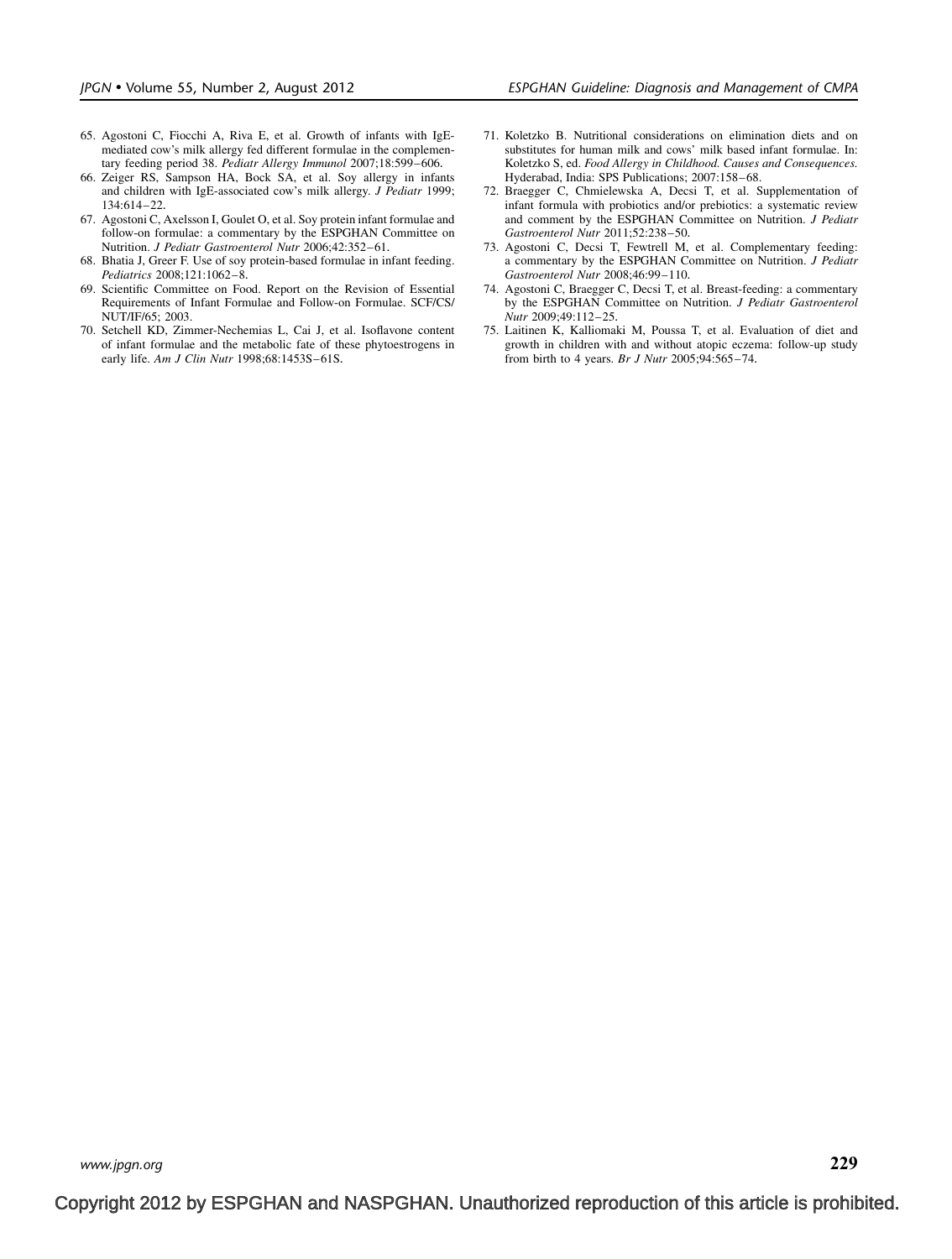65. Agostoni C, Fiocchi A, Riva E, et al. Growth of infants with IgE-mediated cow's milk allergy fed different formulae in the complementary feeding period 38. *Pediatr Allergy Immunol* 2007;18:599–606.
66. Zeiger RS, Sampson HA, Bock SA, et al. Soy allergy in infants and children with IgE-associated cow's milk allergy. *J Pediatr* 1999; 134:614–22.
67. Agostoni C, Axelsson I, Goulet O, et al. Soy protein infant formulae and follow-on formulae: a commentary by the ESPGHAN Committee on Nutrition. *J Pediatr Gastroenterol Nutr* 2006;42:352–61.
68. Bhatia J, Greer F. Use of soy protein-based formulae in infant feeding. *Pediatrics* 2008;121:1062–8.
69. Scientific Committee on Food. Report on the Revision of Essential Requirements of Infant Formulae and Follow-on Formulae. SCF/CS/NUT/IF/65; 2003.
70. Setchell KD, Zimmer-Nechemias L, Cai J, et al. Isoflavone content of infant formulae and the metabolic fate of these phytoestrogens in early life. *Am J Clin Nutr* 1998;68:1453S–61S.
71. Koletzko B. Nutritional considerations on elimination diets and on substitutes for human milk and cows' milk based infant formulae. In: Koletzko S, ed. *Food Allergy in Childhood. Causes and Consequences.* Hyderabad, India: SPS Publications; 2007:158–68.
72. Braegger C, Chmielewska A, Decsi T, et al. Supplementation of infant formula with probiotics and/or prebiotics: a systematic review and comment by the ESPGHAN Committee on Nutrition. *J Pediatr Gastroenterol Nutr* 2011;52:238–50.
73. Agostoni C, Decsi T, Fewtrell M, et al. Complementary feeding: a commentary by the ESPGHAN Committee on Nutrition. *J Pediatr Gastroenterol Nutr* 2008;46:99–110.
74. Agostoni C, Braegger C, Decsi T, et al. Breast-feeding: a commentary by the ESPGHAN Committee on Nutrition. *J Pediatr Gastroenterol Nutr* 2009;49:112–25.
75. Laitinen K, Kalliomaki M, Poussa T, et al. Evaluation of diet and growth in children with and without atopic eczema: follow-up study from birth to 4 years. *Br J Nutr* 2005;94:565–74.